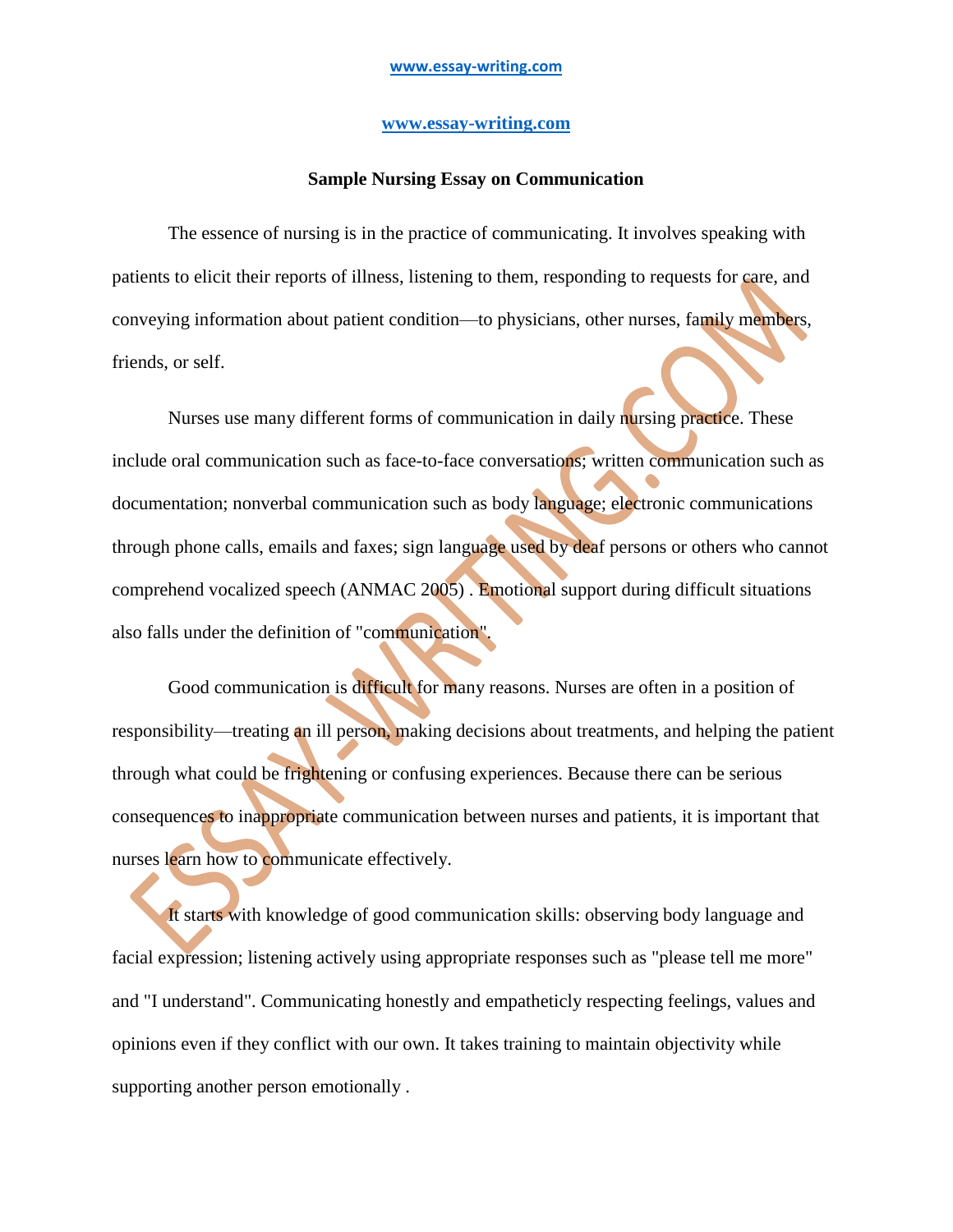# Sample Nursing Essay on Communication

The essence of nursing is in the practice of communicating. It involves speaking with patients to elicit their reports of illness, listening to them, responding to requests for care, and conveying information about patient condition—to physicians, other nurses, family members, friends, or self.

Nurses use many different forms of communication in daily nursing practice. These include oral communication such as face-to-face conversations; written communication such as documentation; nonverbal communication such as body language; electronic communications through phone calls, emails and faxes; sign language used by deaf persons or others who cannot comprehend vocalized speech (ANMAC 2005) . Emotional support during difficult situations also falls under the definition of "communication".

Good communication is difficult for many reasons. Nurses are often in a position of responsibility—treating an ill person, making decisions about treatments, and helping the patient through what could be frightening or confusing experiences. Because there can be serious consequences to inappropriate communication between nurses and patients, it is important that nurses learn how to communicate effectively.

It starts with knowledge of good communication skills: observing body language and facial expression; listening actively using appropriate responses such as "please tell me more" and "I understand". Communicating honestly and empatheticly respecting feelings, values and opinions even if they conflict with our own. It takes training to maintain objectivity while supporting another person emotionally .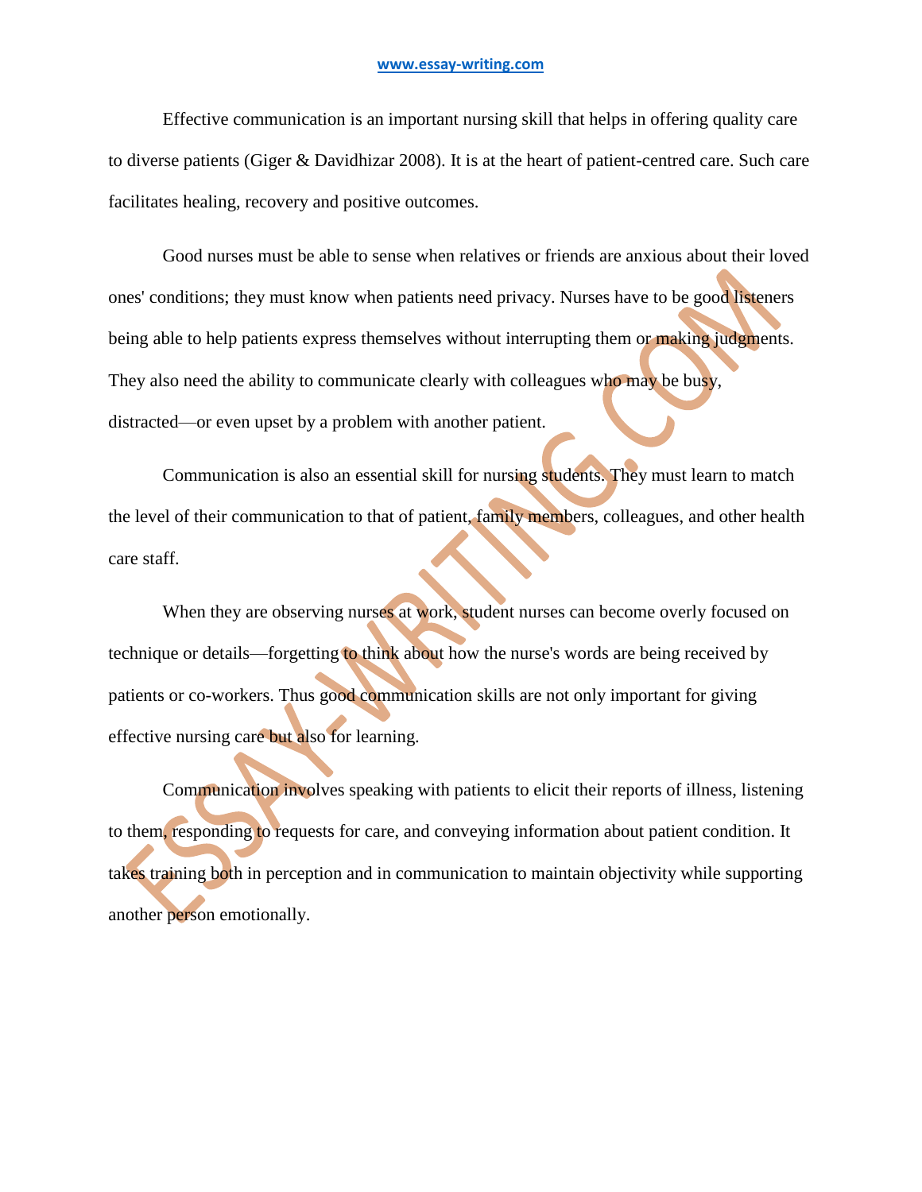Effective communication is an important nursing skill that helps in offering quality care to diverse patients (Giger & Davidhizar 2008). It is at the heart of patient-centred care. Such care facilitates healing, recovery and positive outcomes.

Good nurses must be able to sense when relatives or friends are anxious about their loved ones' conditions; they must know when patients need privacy. Nurses have to be good listeners being able to help patients express themselves without interrupting them or making judgments. They also need the ability to communicate clearly with colleagues who may be busy, distracted—or even upset by a problem with another patient.

Communication is also an essential skill for nursing students. They must learn to match the level of their communication to that of patient, family members, colleagues, and other health care staff.

When they are observing nurses at work, student nurses can become overly focused on technique or details—forgetting to think about how the nurse's words are being received by patients or co-workers. Thus good communication skills are not only important for giving effective nursing care but also for learning.

Communication involves speaking with patients to elicit their reports of illness, listening to them, responding to requests for care, and conveying information about patient condition. It takes training both in perception and in communication to maintain objectivity while supporting another person emotionally.